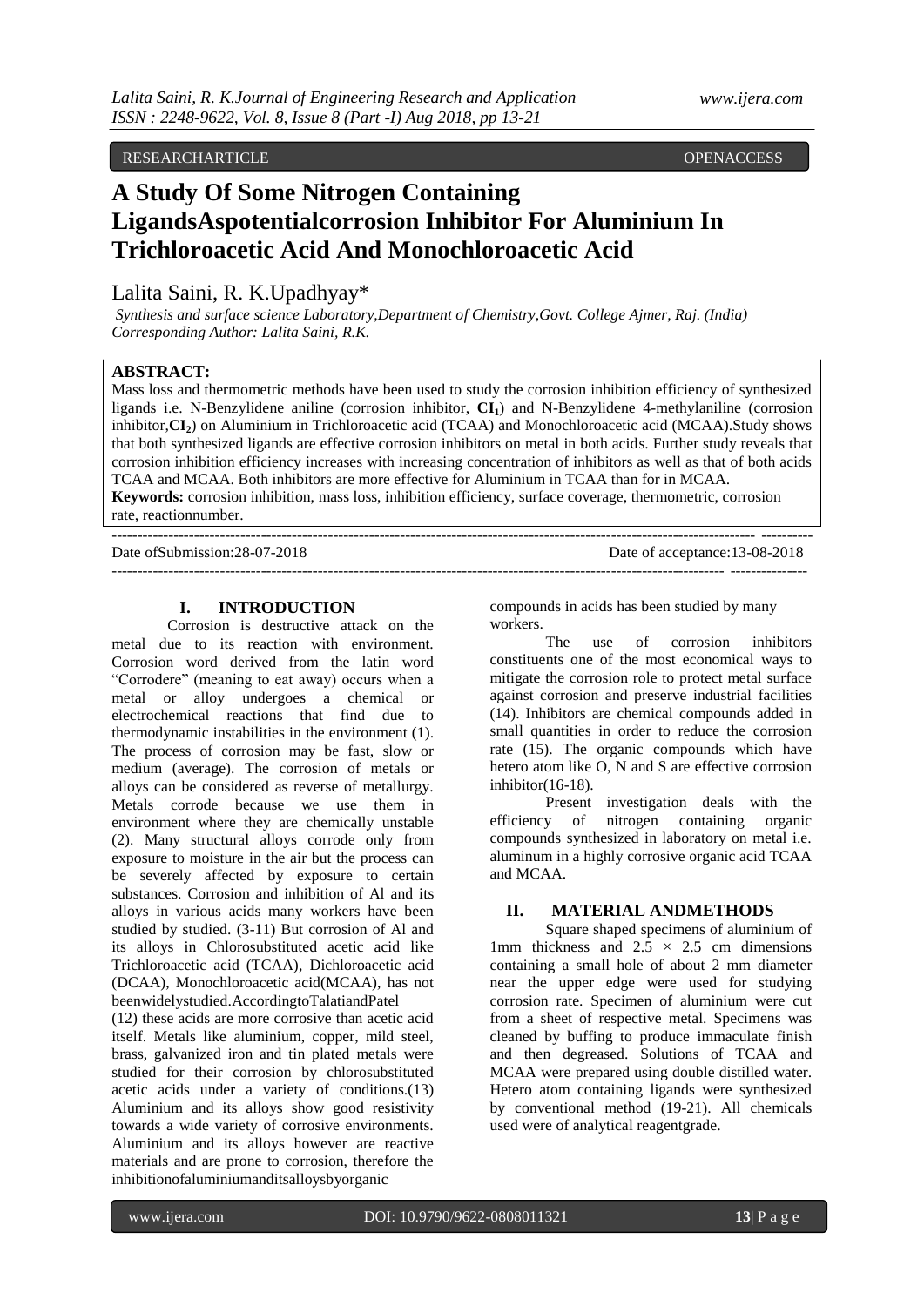RESEARCHARTICLE OPENACCESS

# A Study Of Some Nitrogen Containing LigandsAspotentialcorrosion Inhibitor For Aluminium In Trichloroacetic Acid And Monochloroacetic Acid

Lalita Saini, R. K.Upadhyay*

*Synthesis and surface science Laboratory,Department of Chemistry,Govt. College Ajmer, Raj. (India)*
*Corresponding Author: Lalita Saini, R.K.*

**ABSTRACT:**
Mass loss and thermometric methods have been used to study the corrosion inhibition efficiency of synthesized ligands i.e. N-Benzylidene aniline (corrosion inhibitor, **$CI_1$**) and N-Benzylidene 4-methylaniline (corrosion inhibitor,**$CI_2$**) on Aluminium in Trichloroacetic acid (TCAA) and Monochloroacetic acid (MCAA).Study shows that both synthesized ligands are effective corrosion inhibitors on metal in both acids. Further study reveals that corrosion inhibition efficiency increases with increasing concentration of inhibitors as well as that of both acids TCAA and MCAA. Both inhibitors are more effective for Aluminium in TCAA than for in MCAA.
**Keywords:** corrosion inhibition, mass loss, inhibition efficiency, surface coverage, thermometric, corrosion rate, reactionnumber.

---

Date ofSubmission:28-07-2018 Date of acceptance:13-08-2018

---

## I. INTRODUCTION

Corrosion is destructive attack on the metal due to its reaction with environment. Corrosion word derived from the latin word "Corrodere" (meaning to eat away) occurs when a metal or alloy undergoes a chemical or electrochemical reactions that find due to thermodynamic instabilities in the environment (1). The process of corrosion may be fast, slow or medium (average). The corrosion of metals or alloys can be considered as reverse of metallurgy. Metals corrode because we use them in environment where they are chemically unstable (2). Many structural alloys corrode only from exposure to moisture in the air but the process can be severely affected by exposure to certain substances. Corrosion and inhibition of Al and its alloys in various acids many workers have been studied by studied. (3-11) But corrosion of Al and its alloys in Chlorosubstituted acetic acid like Trichloroacetic acid (TCAA), Dichloroacetic acid (DCAA), Monochloroacetic acid(MCAA), has not beenwidelystudied.AccordingtoTalatiandPatel (12) these acids are more corrosive than acetic acid itself. Metals like aluminium, copper, mild steel, brass, galvanized iron and tin plated metals were studied for their corrosion by chlorosubstituted acetic acids under a variety of conditions.(13) Aluminium and its alloys show good resistivity towards a wide variety of corrosive environments. Aluminium and its alloys however are reactive materials and are prone to corrosion, therefore the inhibitionofaluminiumanditsalloysbyorganic compounds in acids has been studied by many workers.

The use of corrosion inhibitors constituents one of the most economical ways to mitigate the corrosion role to protect metal surface against corrosion and preserve industrial facilities (14). Inhibitors are chemical compounds added in small quantities in order to reduce the corrosion rate (15). The organic compounds which have hetero atom like O, N and S are effective corrosion inhibitor(16-18).

Present investigation deals with the efficiency of nitrogen containing organic compounds synthesized in laboratory on metal i.e. aluminum in a highly corrosive organic acid TCAA and MCAA.

## II. MATERIAL ANDMETHODS

Square shaped specimens of aluminium of 1mm thickness and $2.5 \times 2.5$ cm dimensions containing a small hole of about 2 mm diameter near the upper edge were used for studying corrosion rate. Specimen of aluminium were cut from a sheet of respective metal. Specimens was cleaned by buffing to produce immaculate finish and then degreased. Solutions of TCAA and MCAA were prepared using double distilled water. Hetero atom containing ligands were synthesized by conventional method (19-21). All chemicals used were of analytical reagentgrade.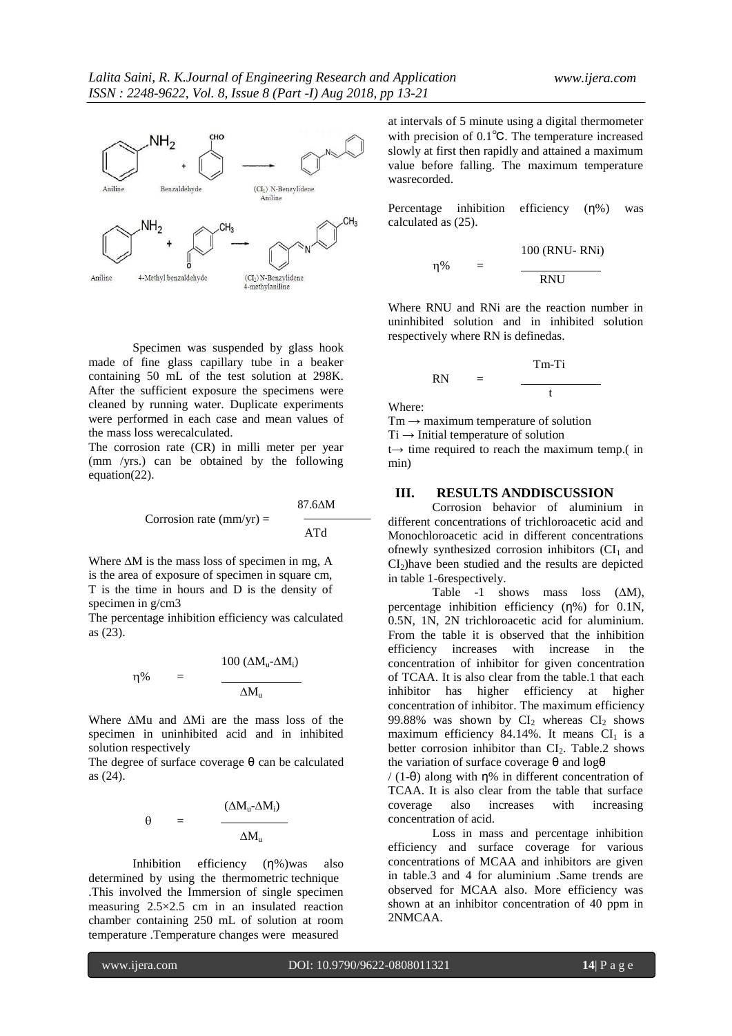Aniline + Benzaldehyde → ($CI_1$) N-Benzylidene Aniline

Aniline + 4-Methyl benzaldehyde → ($CI_2$) N-Benzylidene 4-methylaniline

Specimen was suspended by glass hook made of fine glass capillary tube in a beaker containing 50 mL of the test solution at 298K. After the sufficient exposure the specimens were cleaned by running water. Duplicate experiments were performed in each case and mean values of the mass loss werecalculated.

The corrosion rate (CR) in milli meter per year (mm /yrs.) can be obtained by the following equation(22).

$$\text{Corrosion rate (mm/yr)} = \frac{87.6\Delta M}{ATd}$$

Where ΔM is the mass loss of specimen in mg, A is the area of exposure of specimen in square cm, T is the time in hours and D is the density of specimen in g/cm3

The percentage inhibition efficiency was calculated as (23).

$$\eta\% = \frac{100\,(\Delta M_u - \Delta M_i)}{\Delta M_u}$$

Where $\Delta M_u$ and $\Delta M_i$ are the mass loss of the specimen in uninhibited acid and in inhibited solution respectively

The degree of surface coverage θ can be calculated as (24).

$$\theta = \frac{(\Delta M_u - \Delta M_i)}{\Delta M_u}$$

Inhibition efficiency (η%)was also determined by using the thermometric technique .This involved the Immersion of single specimen measuring 2.5×2.5 cm in an insulated reaction chamber containing 250 mL of solution at room temperature .Temperature changes were measured at intervals of 5 minute using a digital thermometer with precision of 0.1℃. The temperature increased slowly at first then rapidly and attained a maximum value before falling. The maximum temperature wasrecorded.

Percentage inhibition efficiency (η%) was calculated as (25).

$$\eta\% = \frac{100\,(RNU - RNi)}{RNU}$$

Where RNU and RNi are the reaction number in uninhibited solution and in inhibited solution respectively where RN is definedas.

$$RN = \frac{Tm - Ti}{t}$$

Where:

Tm → maximum temperature of solution

Ti → Initial temperature of solution

t→ time required to reach the maximum temp.( in min)

## III. RESULTS ANDDISCUSSION

Corrosion behavior of aluminium in different concentrations of trichloroacetic acid and Monochloroacetic acid in different concentrations ofnewly synthesized corrosion inhibitors ($CI_1$ and $CI_2$)have been studied and the results are depicted in table 1-6respectively.

Table -1 shows mass loss (ΔM), percentage inhibition efficiency (η%) for 0.1N, 0.5N, 1N, 2N trichloroacetic acid for aluminium. From the table it is observed that the inhibition efficiency increases with increase in the concentration of inhibitor for given concentration of TCAA. It is also clear from the table.1 that each inhibitor has higher efficiency at higher concentration of inhibitor. The maximum efficiency 99.88% was shown by $CI_2$ whereas $CI_2$ shows maximum efficiency 84.14%. It means $CI_1$ is a better corrosion inhibitor than $CI_2$. Table.2 shows the variation of surface coverage θ and logθ / (1-θ) along with η% in different concentration of TCAA. It is also clear from the table that surface coverage also increases with increasing concentration of acid.

Loss in mass and percentage inhibition efficiency and surface coverage for various concentrations of MCAA and inhibitors are given in table.3 and 4 for aluminium .Same trends are observed for MCAA also. More efficiency was shown at an inhibitor concentration of 40 ppm in 2NMCAA.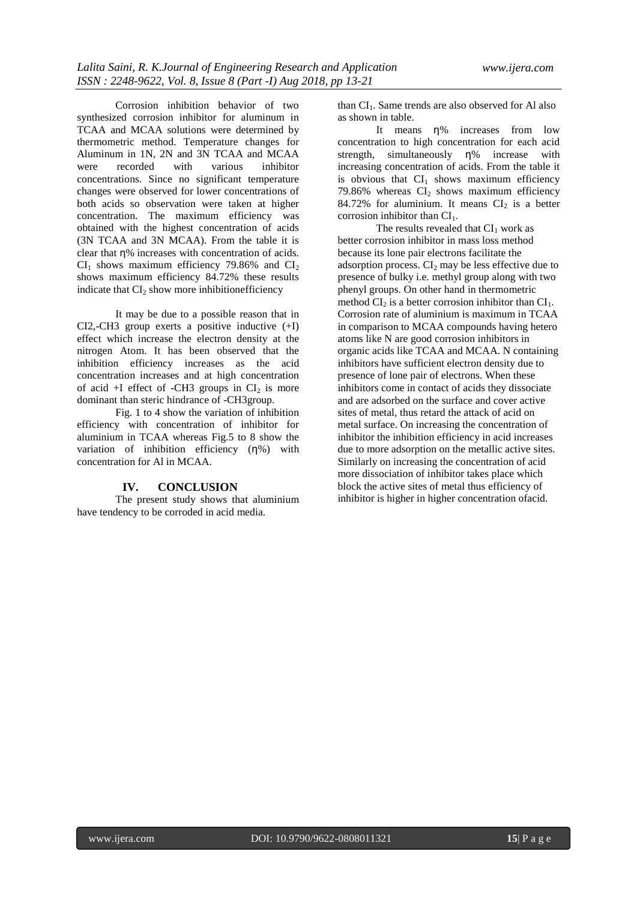Corrosion inhibition behavior of two synthesized corrosion inhibitor for aluminum in TCAA and MCAA solutions were determined by thermometric method. Temperature changes for Aluminum in 1N, 2N and 3N TCAA and MCAA were recorded with various inhibitor concentrations. Since no significant temperature changes were observed for lower concentrations of both acids so observation were taken at higher concentration. The maximum efficiency was obtained with the highest concentration of acids (3N TCAA and 3N MCAA). From the table it is clear that η% increases with concentration of acids. $CI_1$ shows maximum efficiency 79.86% and $CI_2$ shows maximum efficiency 84.72% these results indicate that $CI_2$ show more inhibitionefficiency

It may be due to a possible reason that in CI2,-CH3 group exerts a positive inductive (+I) effect which increase the electron density at the nitrogen Atom. It has been observed that the inhibition efficiency increases as the acid concentration increases and at high concentration of acid +I effect of -CH3 groups in $CI_2$ is more dominant than steric hindrance of -CH3group.

Fig. 1 to 4 show the variation of inhibition efficiency with concentration of inhibitor for aluminium in TCAA whereas Fig.5 to 8 show the variation of inhibition efficiency (η%) with concentration for Al in MCAA.

## IV. CONCLUSION

The present study shows that aluminium have tendency to be corroded in acid media.

than $CI_1$. Same trends are also observed for Al also as shown in table.

It means η% increases from low concentration to high concentration for each acid strength, simultaneously η% increase with increasing concentration of acids. From the table it is obvious that $CI_1$ shows maximum efficiency 79.86% whereas $CI_2$ shows maximum efficiency 84.72% for aluminium. It means $CI_2$ is a better corrosion inhibitor than $CI_1$.

The results revealed that $CI_1$ work as better corrosion inhibitor in mass loss method because its lone pair electrons facilitate the adsorption process. $CI_2$ may be less effective due to presence of bulky i.e. methyl group along with two phenyl groups. On other hand in thermometric method $CI_2$ is a better corrosion inhibitor than $CI_1$. Corrosion rate of aluminium is maximum in TCAA in comparison to MCAA compounds having hetero atoms like N are good corrosion inhibitors in organic acids like TCAA and MCAA. N containing inhibitors have sufficient electron density due to presence of lone pair of electrons. When these inhibitors come in contact of acids they dissociate and are adsorbed on the surface and cover active sites of metal, thus retard the attack of acid on metal surface. On increasing the concentration of inhibitor the inhibition efficiency in acid increases due to more adsorption on the metallic active sites. Similarly on increasing the concentration of acid more dissociation of inhibitor takes place which block the active sites of metal thus efficiency of inhibitor is higher in higher concentration ofacid.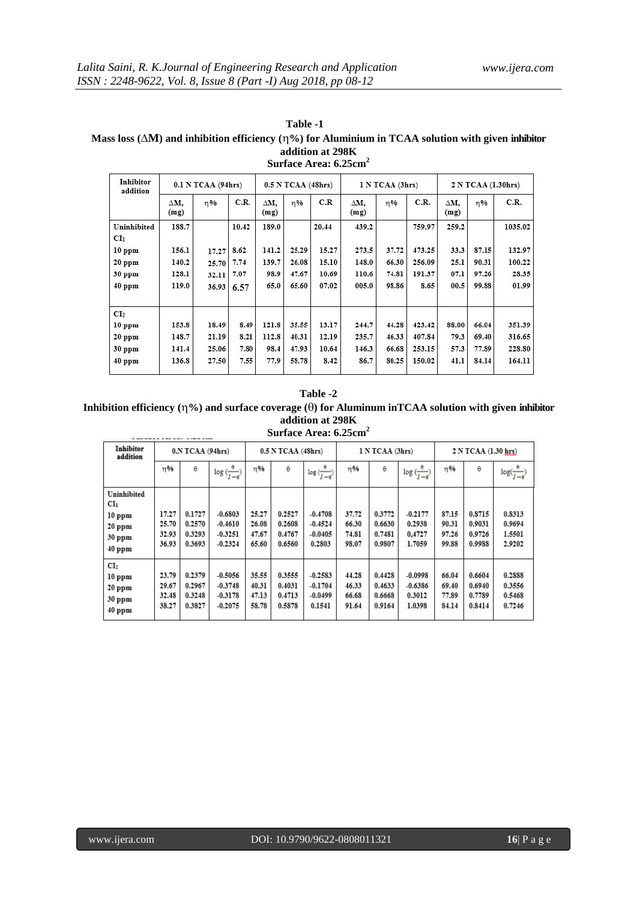**Table -1**

**Mass loss (ΔM) and inhibition efficiency (η%) for Aluminium in TCAA solution with given inhibitor addition at 298K**

**Surface Area: 6.25cm$^2$**

| Inhibitor addition | 0.1 N TCAA (94hrs) | | | 0.5 N TCAA (48hrs) | | | 1 N TCAA (3hrs) | | | 2 N TCAA (1.30hrs) | | |
|---|---|---|---|---|---|---|---|---|---|---|---|---|
| | ΔM, (mg) | η% | C.R. | ΔM, (mg) | η% | C.R | ΔM, (mg) | η% | C.R. | ΔM, (mg) | η% | C.R. |
| Uninhibited | 188.7 | | 10.42 | 189.0 | | 20.44 | 439.2 | | 759.97 | 259.2 | | 1035.02 |
| $CI_1$ | | | | | | | | | | | | |
| 10 ppm | 156.1 | 17.27 | 8.62 | 141.2 | 25.29 | 15.27 | 273.5 | 37.72 | 473.25 | 33.3 | 87.15 | 132.97 |
| 20 ppm | 140.2 | 25.70 | 7.74 | 139.7 | 26.08 | 15.10 | 148.0 | 66.30 | 256.09 | 25.1 | 90.31 | 100.22 |
| 30 ppm | 128.1 | 32.11 | 7.07 | 98.9 | 47.67 | 10.69 | 110.6 | 74.81 | 191.37 | 07.1 | 97.26 | 28.35 |
| 40 ppm | 119.0 | 36.93 | 6.57 | 65.0 | 65.60 | 07.02 | 005.0 | 98.86 | 8.65 | 00.5 | 99.88 | 01.99 |
| $CI_2$ | | | | | | | | | | | | |
| 10 ppm | 153.8 | 18.49 | 8.49 | 121.8 | 35.55 | 13.17 | 244.7 | 44.28 | 423.42 | 88.00 | 66.04 | 351.39 |
| 20 ppm | 148.7 | 21.19 | 8.21 | 112.8 | 40.31 | 12.19 | 235.7 | 46.33 | 407.84 | 79.3 | 69.40 | 316.65 |
| 30 ppm | 141.4 | 25.06 | 7.80 | 98.4 | 47.93 | 10.64 | 146.3 | 66.68 | 253.15 | 57.3 | 77.89 | 228.80 |
| 40 ppm | 136.8 | 27.50 | 7.55 | 77.9 | 58.78 | 8.42 | 86.7 | 80.25 | 150.02 | 41.1 | 84.14 | 164.11 |

**Table -2**

**Inhibition efficiency (η%) and surface coverage (θ) for Aluminum inTCAA solution with given inhibitor addition at 298K**

**Surface Area: 6.25cm$^2$**

| Inhibitor addition | 0.N TCAA (94hrs) | | | 0.5 N TCAA (48hrs) | | | 1 N TCAA (3hrs) | | | 2 N TCAA (1.30 hrs) | | |
|---|---|---|---|---|---|---|---|---|---|---|---|---|
| | η% | θ | $\log(\frac{\theta}{1-\theta})$ | η% | θ | $\log(\frac{\theta}{1-\theta})$ | η% | θ | $\log(\frac{\theta}{1-\theta})$ | η% | θ | $\log(\frac{\theta}{1-\theta})$ |
| Uninhibited | | | | | | | | | | | | |
| $CI_1$ | | | | | | | | | | | | |
| 10 ppm | 17.27 | 0.1727 | -0.6803 | 25.27 | 0.2527 | -0.4708 | 37.72 | 0.3772 | -0.2177 | 87.15 | 0.8715 | 0.8313 |
| 20 ppm | 25.70 | 0.2570 | -0.4610 | 26.08 | 0.2608 | -0.4524 | 66.30 | 0.6630 | 0.2938 | 90.31 | 0.9031 | 0.9694 |
| 30 ppm | 32.93 | 0.3293 | -0.3251 | 47.67 | 0.4767 | -0.0405 | 74.81 | 0.7481 | 0,4727 | 97.26 | 0.9726 | 1.5501 |
| 40 ppm | 36.93 | 0.3693 | -0.2324 | 65.60 | 0.6560 | 0.2803 | 98.07 | 0.9807 | 1.7059 | 99.88 | 0.9988 | 2.9202 |
| $CI_2$ | | | | | | | | | | | | |
| 10 ppm | 23.79 | 0.2379 | -0.5056 | 35.55 | 0.3555 | -0.2583 | 44.28 | 0.4428 | -0.0998 | 66.04 | 0.6604 | 0.2888 |
| 20 ppm | 29.67 | 0.2967 | -0.3748 | 40.31 | 0.4031 | -0.1704 | 46.33 | 0.4633 | -0.6386 | 69.40 | 0.6940 | 0.3556 |
| 30 ppm | 32.48 | 0.3248 | -0.3178 | 47.13 | 0.4713 | -0.0499 | 66.68 | 0.6668 | 0.3012 | 77.89 | 0.7789 | 0.5468 |
| 40 ppm | 38.27 | 0.3827 | -0.2075 | 58.78 | 0.5878 | 0.1541 | 91.64 | 0.9164 | 1.0398 | 84.14 | 0.8414 | 0.7246 |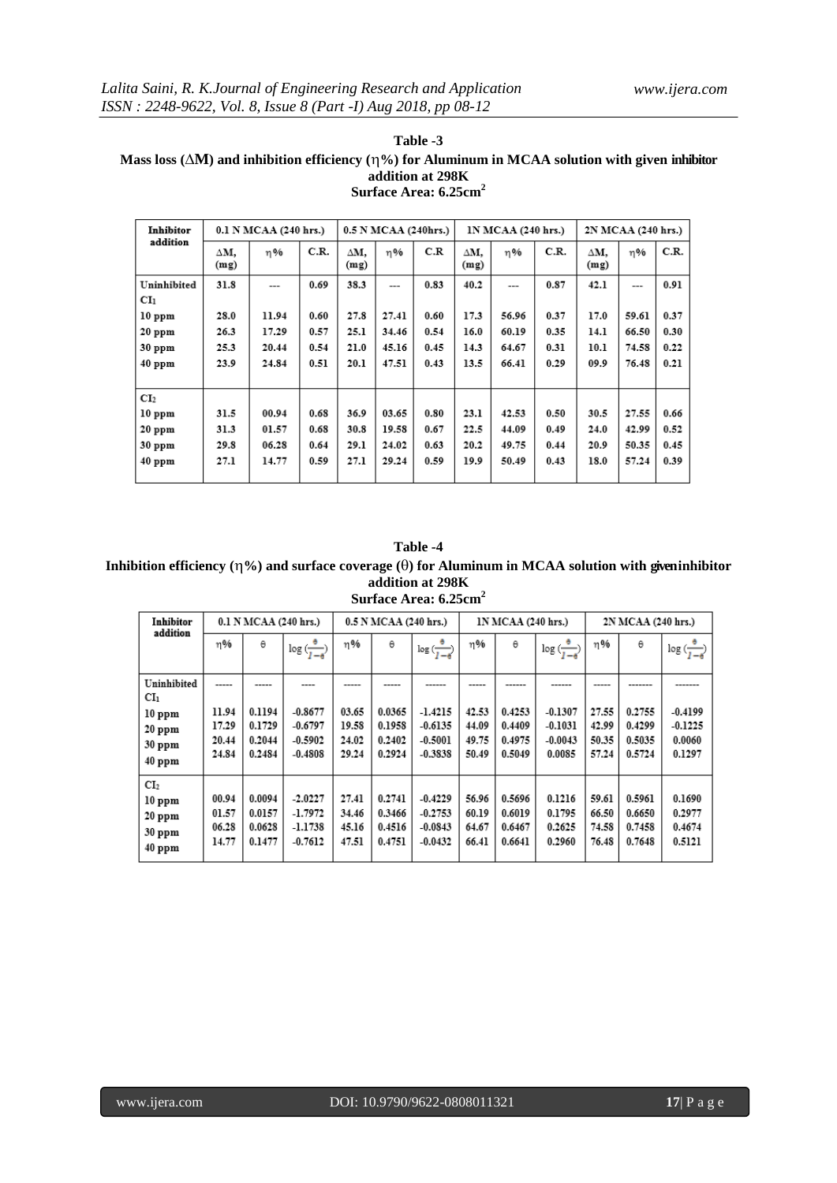**Table -3**

**Mass loss (ΔM) and inhibition efficiency (η%) for Aluminum in MCAA solution with given inhibitor addition at 298K**

**Surface Area: 6.25cm$^2$**

| Inhibitor addition | 0.1 N MCAA (240 hrs.) | | | 0.5 N MCAA (240hrs.) | | | 1N MCAA (240 hrs.) | | | 2N MCAA (240 hrs.) | | |
|---|---|---|---|---|---|---|---|---|---|---|---|---|
| | ΔM, (mg) | η% | C.R. | ΔM, (mg) | η% | C.R | ΔM, (mg) | η% | C.R. | ΔM, (mg) | η% | C.R. |
| Uninhibited | 31.8 | --- | 0.69 | 38.3 | --- | 0.83 | 40.2 | --- | 0.87 | 42.1 | --- | 0.91 |
| $CI_1$ | | | | | | | | | | | | |
| 10 ppm | 28.0 | 11.94 | 0.60 | 27.8 | 27.41 | 0.60 | 17.3 | 56.96 | 0.37 | 17.0 | 59.61 | 0.37 |
| 20 ppm | 26.3 | 17.29 | 0.57 | 25.1 | 34.46 | 0.54 | 16.0 | 60.19 | 0.35 | 14.1 | 66.50 | 0.30 |
| 30 ppm | 25.3 | 20.44 | 0.54 | 21.0 | 45.16 | 0.45 | 14.3 | 64.67 | 0.31 | 10.1 | 74.58 | 0.22 |
| 40 ppm | 23.9 | 24.84 | 0.51 | 20.1 | 47.51 | 0.43 | 13.5 | 66.41 | 0.29 | 09.9 | 76.48 | 0.21 |
| $CI_2$ | | | | | | | | | | | | |
| 10 ppm | 31.5 | 00.94 | 0.68 | 36.9 | 03.65 | 0.80 | 23.1 | 42.53 | 0.50 | 30.5 | 27.55 | 0.66 |
| 20 ppm | 31.3 | 01.57 | 0.68 | 30.8 | 19.58 | 0.67 | 22.5 | 44.09 | 0.49 | 24.0 | 42.99 | 0.52 |
| 30 ppm | 29.8 | 06.28 | 0.64 | 29.1 | 24.02 | 0.63 | 20.2 | 49.75 | 0.44 | 20.9 | 50.35 | 0.45 |
| 40 ppm | 27.1 | 14.77 | 0.59 | 27.1 | 29.24 | 0.59 | 19.9 | 50.49 | 0.43 | 18.0 | 57.24 | 0.39 |

**Table -4**

**Inhibition efficiency (η%) and surface coverage (θ) for Aluminum in MCAA solution with given inhibitor addition at 298K**

**Surface Area: 6.25cm$^2$**

| Inhibitor addition | 0.1 N MCAA (240 hrs.) | | | 0.5 N MCAA (240 hrs.) | | | 1N MCAA (240 hrs.) | | | 2N MCAA (240 hrs.) | | |
|---|---|---|---|---|---|---|---|---|---|---|---|---|
| | η% | θ | $\log\left(\frac{\theta}{1-\theta}\right)$ | η% | θ | $\log\left(\frac{\theta}{1-\theta}\right)$ | η% | θ | $\log\left(\frac{\theta}{1-\theta}\right)$ | η% | θ | $\log\left(\frac{\theta}{1-\theta}\right)$ |
| Uninhibited | ----- | ----- | ---- | ----- | ----- | ------ | ----- | ------ | ------ | ----- | ------- | ------- |
| $CI_1$ | | | | | | | | | | | | |
| 10 ppm | 11.94 | 0.1194 | -0.8677 | 03.65 | 0.0365 | -1.4215 | 42.53 | 0.4253 | -0.1307 | 27.55 | 0.2755 | -0.4199 |
| 20 ppm | 17.29 | 0.1729 | -0.6797 | 19.58 | 0.1958 | -0.6135 | 44.09 | 0.4409 | -0.1031 | 42.99 | 0.4299 | -0.1225 |
| 30 ppm | 20.44 | 0.2044 | -0.5902 | 24.02 | 0.2402 | -0.5001 | 49.75 | 0.4975 | -0.0043 | 50.35 | 0.5035 | 0.0060 |
| 40 ppm | 24.84 | 0.2484 | -0.4808 | 29.24 | 0.2924 | -0.3838 | 50.49 | 0.5049 | 0.0085 | 57.24 | 0.5724 | 0.1297 |
| $CI_2$ | | | | | | | | | | | | |
| 10 ppm | 00.94 | 0.0094 | -2.0227 | 27.41 | 0.2741 | -0.4229 | 56.96 | 0.5696 | 0.1216 | 59.61 | 0.5961 | 0.1690 |
| 20 ppm | 01.57 | 0.0157 | -1.7972 | 34.46 | 0.3466 | -0.2753 | 60.19 | 0.6019 | 0.1795 | 66.50 | 0.6650 | 0.2977 |
| 30 ppm | 06.28 | 0.0628 | -1.1738 | 45.16 | 0.4516 | -0.0843 | 64.67 | 0.6467 | 0.2625 | 74.58 | 0.7458 | 0.4674 |
| 40 ppm | 14.77 | 0.1477 | -0.7612 | 47.51 | 0.4751 | -0.0432 | 66.41 | 0.6641 | 0.2960 | 76.48 | 0.7648 | 0.5121 |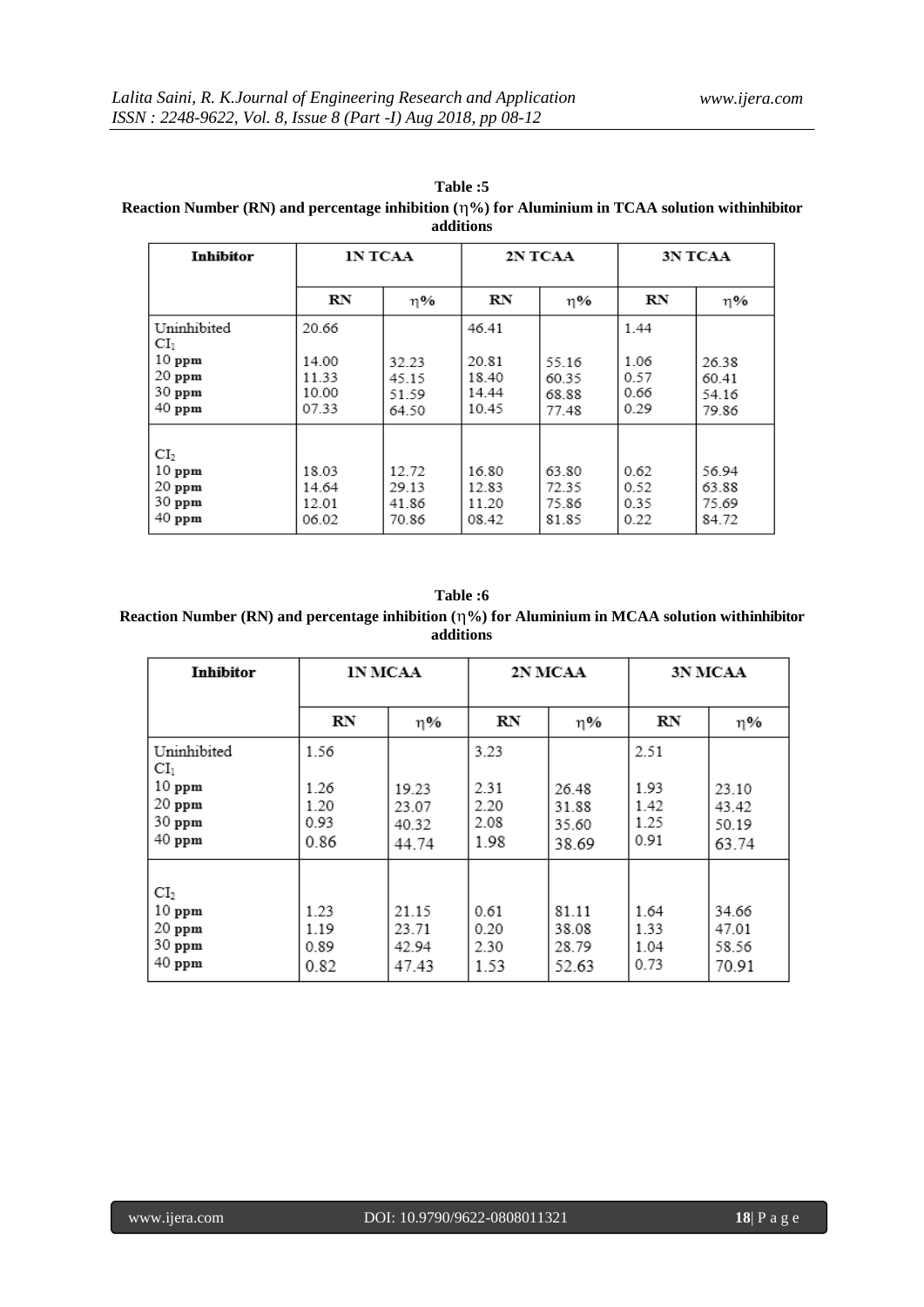**Table :5**

**Reaction Number (RN) and percentage inhibition (η%) for Aluminium in TCAA solution withinhibitor additions**

| Inhibitor | 1N TCAA | | 2N TCAA | | 3N TCAA | |
|---|---|---|---|---|---|---|
| | RN | η% | RN | η% | RN | η% |
| Uninhibited | 20.66 | | 46.41 | | 1.44 | |
| $CI_1$ | | | | | | |
| 10 ppm | 14.00 | 32.23 | 20.81 | 55.16 | 1.06 | 26.38 |
| 20 ppm | 11.33 | 45.15 | 18.40 | 60.35 | 0.57 | 60.41 |
| 30 ppm | 10.00 | 51.59 | 14.44 | 68.88 | 0.66 | 54.16 |
| 40 ppm | 07.33 | 64.50 | 10.45 | 77.48 | 0.29 | 79.86 |
| $CI_2$ | | | | | | |
| 10 ppm | 18.03 | 12.72 | 16.80 | 63.80 | 0.62 | 56.94 |
| 20 ppm | 14.64 | 29.13 | 12.83 | 72.35 | 0.52 | 63.88 |
| 30 ppm | 12.01 | 41.86 | 11.20 | 75.86 | 0.35 | 75.69 |
| 40 ppm | 06.02 | 70.86 | 08.42 | 81.85 | 0.22 | 84.72 |

**Table :6**

**Reaction Number (RN) and percentage inhibition (η%) for Aluminium in MCAA solution withinhibitor additions**

| Inhibitor | 1N MCAA | | 2N MCAA | | 3N MCAA | |
|---|---|---|---|---|---|---|
| | RN | η% | RN | η% | RN | η% |
| Uninhibited | 1.56 | | 3.23 | | 2.51 | |
| $CI_1$ | | | | | | |
| 10 ppm | 1.26 | 19.23 | 2.31 | 26.48 | 1.93 | 23.10 |
| 20 ppm | 1.20 | 23.07 | 2.20 | 31.88 | 1.42 | 43.42 |
| 30 ppm | 0.93 | 40.32 | 2.08 | 35.60 | 1.25 | 50.19 |
| 40 ppm | 0.86 | 44.74 | 1.98 | 38.69 | 0.91 | 63.74 |
| $CI_2$ | | | | | | |
| 10 ppm | 1.23 | 21.15 | 0.61 | 81.11 | 1.64 | 34.66 |
| 20 ppm | 1.19 | 23.71 | 0.20 | 38.08 | 1.33 | 47.01 |
| 30 ppm | 0.89 | 42.94 | 2.30 | 28.79 | 1.04 | 58.56 |
| 40 ppm | 0.82 | 47.43 | 1.53 | 52.63 | 0.73 | 70.91 |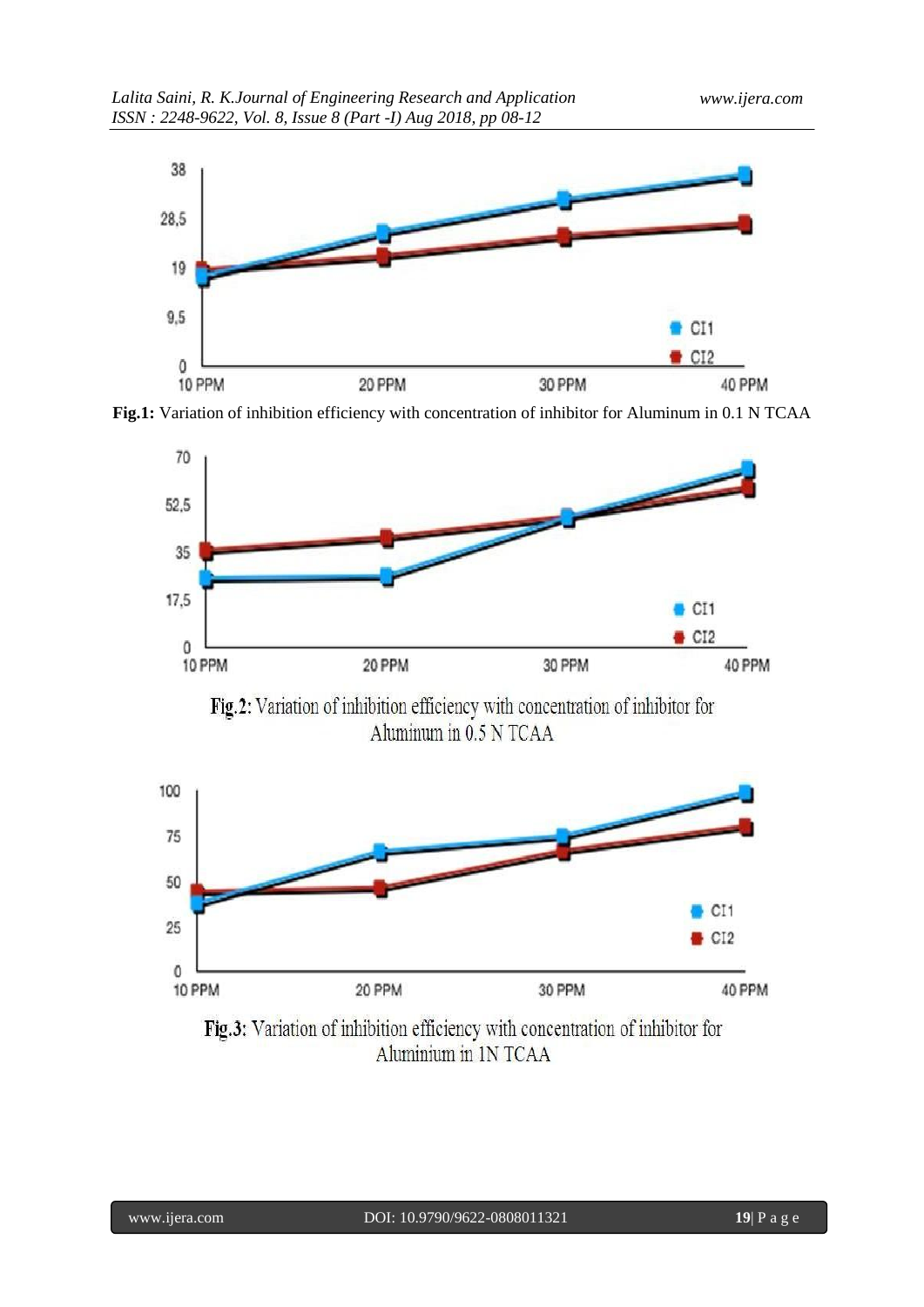38
28,5
19
9,5
0
10 PPM
20 PPM
30 PPM
40 PPM
CI1
CI2

**Fig.1:** Variation of inhibition efficiency with concentration of inhibitor for Aluminum in 0.1 N TCAA

70
52,5
35
17,5
0
10 PPM
20 PPM
30 PPM
40 PPM
CI1
CI2

**Fig.2:** Variation of inhibition efficiency with concentration of inhibitor for Aluminum in 0.5 N TCAA

100
75
50
25
0
10 PPM
20 PPM
30 PPM
40 PPM
CI1
CI2

**Fig.3:** Variation of inhibition efficiency with concentration of inhibitor for Aluminium in 1N TCAA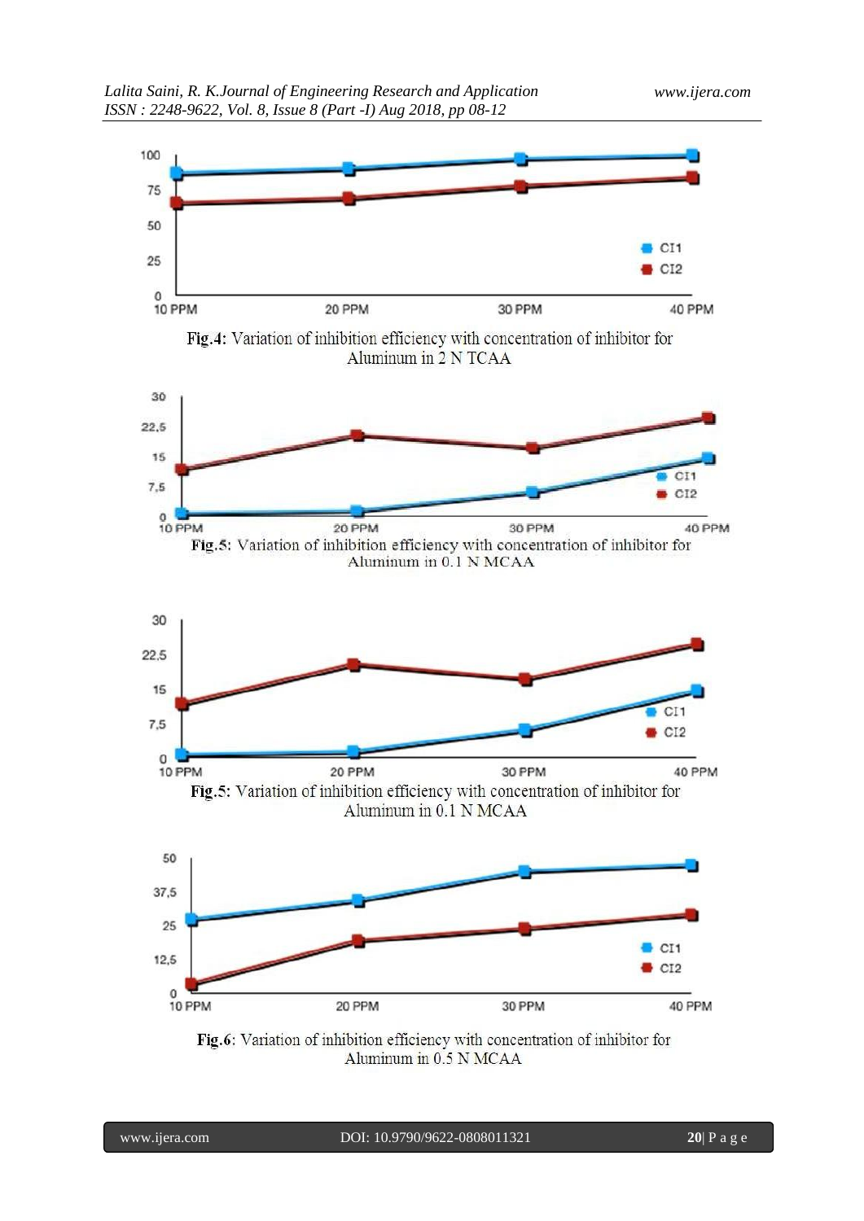100
75
50
25
0
10 PPM
20 PPM
30 PPM
40 PPM
CI1
CI2

**Fig.4**: Variation of inhibition efficiency with concentration of inhibitor for Aluminum in 2 N TCAA

30
22,5
15
7,5
0
10 PPM
20 PPM
30 PPM
40 PPM
CI1
CI2

**Fig.5**: Variation of inhibition efficiency with concentration of inhibitor for Aluminum in 0.1 N MCAA

30
22,5
15
7,5
0
10 PPM
20 PPM
30 PPM
40 PPM
CI1
CI2

**Fig.5**: Variation of inhibition efficiency with concentration of inhibitor for Aluminum in 0.1 N MCAA

50
37,5
25
12,5
0
10 PPM
20 PPM
30 PPM
40 PPM
CI1
CI2

**Fig.6**: Variation of inhibition efficiency with concentration of inhibitor for Aluminum in 0.5 N MCAA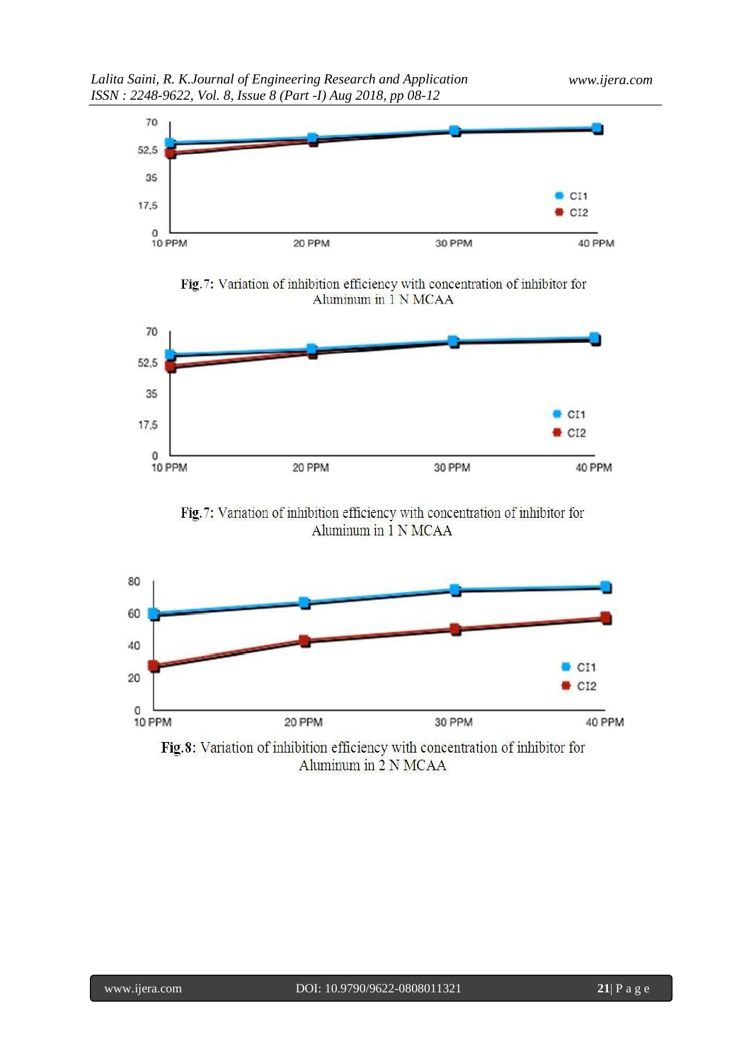70

52,5

35

17,5

0

10 PPM

20 PPM

30 PPM

40 PPM

CI1

CI2

**Fig.7:** Variation of inhibition efficiency with concentration of inhibitor for Aluminum in 1 N MCAA

70

52,5

35

17,5

0

10 PPM

20 PPM

30 PPM

40 PPM

CI1

CI2

**Fig.7:** Variation of inhibition efficiency with concentration of inhibitor for Aluminum in 1 N MCAA

80

60

40

20

0

10 PPM

20 PPM

30 PPM

40 PPM

CI1

CI2

**Fig.8:** Variation of inhibition efficiency with concentration of inhibitor for Aluminum in 2 N MCAA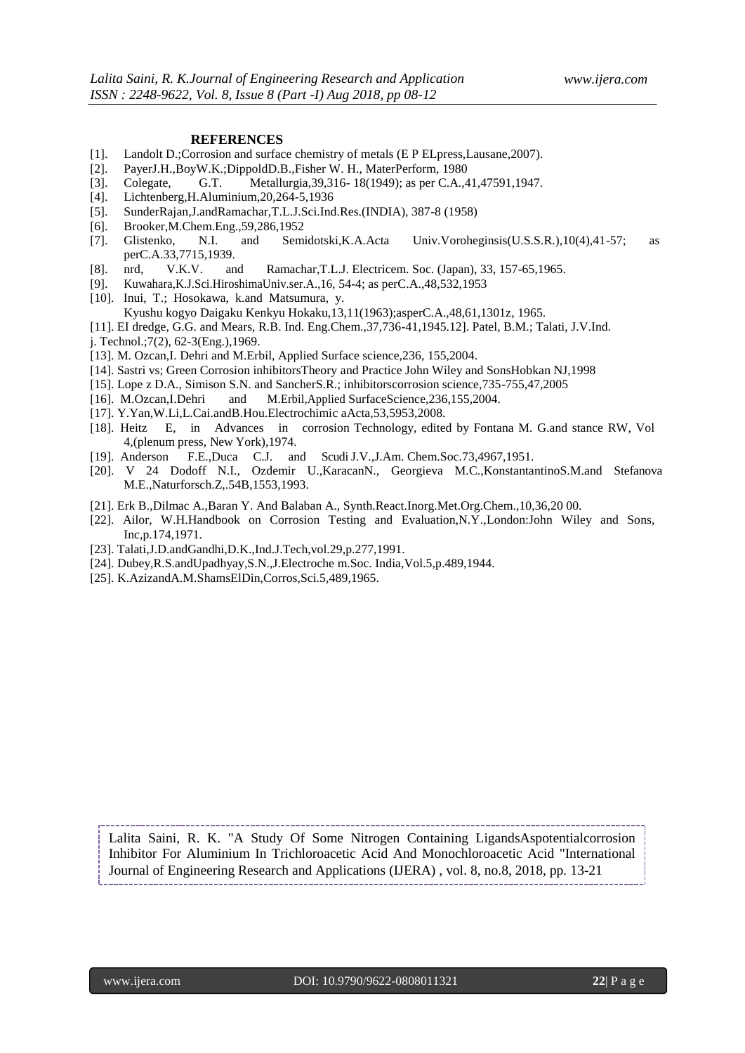## REFERENCES

[1]. Landolt D.;Corrosion and surface chemistry of metals (E P ELpress,Lausane,2007).
[2]. PayerJ.H.,BoyW.K.;DippoldD.B.,Fisher W. H., MaterPerform, 1980
[3]. Colegate, G.T. Metallurgia,39,316- 18(1949); as per C.A.,41,47591,1947.
[4]. Lichtenberg,H.Aluminium,20,264-5,1936
[5]. SunderRajan,J.andRamachar,T.L.J.Sci.Ind.Res.(INDIA), 387-8 (1958)
[6]. Brooker,M.Chem.Eng.,59,286,1952
[7]. Glistenko, N.I. and Semidotski,K.A.Acta Univ.Voroheginsis(U.S.S.R.),10(4),41-57; as perC.A.33,7715,1939.
[8]. nrd, V.K.V. and Ramachar,T.L.J. Electricem. Soc. (Japan), 33, 157-65,1965.
[9]. Kuwahara,K.J.Sci.HiroshimaUniv.ser.A.,16, 54-4; as perC.A.,48,532,1953
[10]. Inui, T.; Hosokawa, k.and Matsumura, y. Kyushu kogyo Daigaku Kenkyu Hokaku,13,11(1963);asperC.A.,48,61,1301z, 1965.
[11]. EI dredge, G.G. and Mears, R.B. Ind. Eng.Chem.,37,736-41,1945.12]. Patel, B.M.; Talati, J.V.Ind. j. Technol.;7(2), 62-3(Eng.),1969.
[13]. M. Ozcan,I. Dehri and M.Erbil, Applied Surface science,236, 155,2004.
[14]. Sastri vs; Green Corrosion inhibitorsTheory and Practice John Wiley and SonsHobkan NJ,1998
[15]. Lope z D.A., Simison S.N. and SancherS.R.; inhibitorscorrosion science,735-755,47,2005
[16]. M.Ozcan,I.Dehri and M.Erbil,Applied SurfaceScience,236,155,2004.
[17]. Y.Yan,W.Li,L.Cai.andB.Hou.Electrochimic aActa,53,5953,2008.
[18]. Heitz E, in Advances in corrosion Technology, edited by Fontana M. G.and stance RW, Vol 4,(plenum press, New York),1974.
[19]. Anderson F.E.,Duca C.J. and Scudi J.V.,J.Am. Chem.Soc.73,4967,1951.
[20]. V 24 Dodoff N.I., Ozdemir U.,KaracanN., Georgieva M.C.,KonstantantinoS.M.and Stefanova M.E.,Naturforsch.Z,.54B,1553,1993.
[21]. Erk B.,Dilmac A.,Baran Y. And Balaban A., Synth.React.Inorg.Met.Org.Chem.,10,36,20 00.
[22]. Ailor, W.H.Handbook on Corrosion Testing and Evaluation,N.Y.,London:John Wiley and Sons, Inc,p.174,1971.
[23]. Talati,J.D.andGandhi,D.K.,Ind.J.Tech,vol.29,p.277,1991.
[24]. Dubey,R.S.andUpadhyay,S.N.,J.Electroche m.Soc. India,Vol.5,p.489,1944.
[25]. K.AzizandA.M.ShamsElDin,Corros,Sci.5,489,1965.

Lalita Saini, R. K. "A Study Of Some Nitrogen Containing LigandsAspotentialcorrosion Inhibitor For Aluminium In Trichloroacetic Acid And Monochloroacetic Acid "International Journal of Engineering Research and Applications (IJERA) , vol. 8, no.8, 2018, pp. 13-21